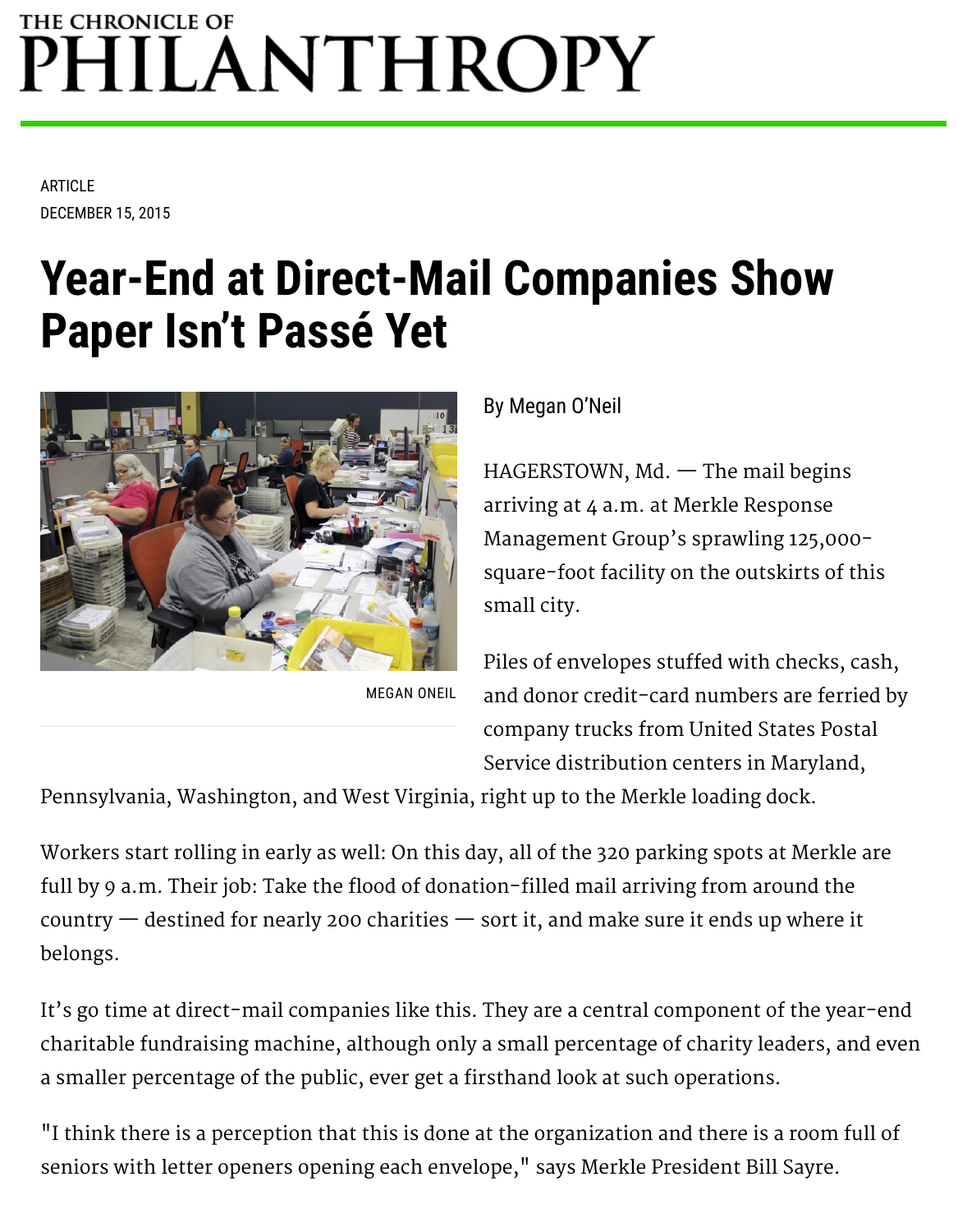THE CHRONICLE OF PHILANTHROPY

ARTICLE
DECEMBER 15, 2015

# Year-End at Direct-Mail Companies Show Paper Isn't Passé Yet

MEGAN ONEIL

By Megan O'Neil

HAGERSTOWN, Md. — The mail begins arriving at 4 a.m. at Merkle Response Management Group's sprawling 125,000-square-foot facility on the outskirts of this small city.

Piles of envelopes stuffed with checks, cash, and donor credit-card numbers are ferried by company trucks from United States Postal Service distribution centers in Maryland, Pennsylvania, Washington, and West Virginia, right up to the Merkle loading dock.

Workers start rolling in early as well: On this day, all of the 320 parking spots at Merkle are full by 9 a.m. Their job: Take the flood of donation-filled mail arriving from around the country — destined for nearly 200 charities — sort it, and make sure it ends up where it belongs.

It's go time at direct-mail companies like this. They are a central component of the year-end charitable fundraising machine, although only a small percentage of charity leaders, and even a smaller percentage of the public, ever get a firsthand look at such operations.

"I think there is a perception that this is done at the organization and there is a room full of seniors with letter openers opening each envelope," says Merkle President Bill Sayre.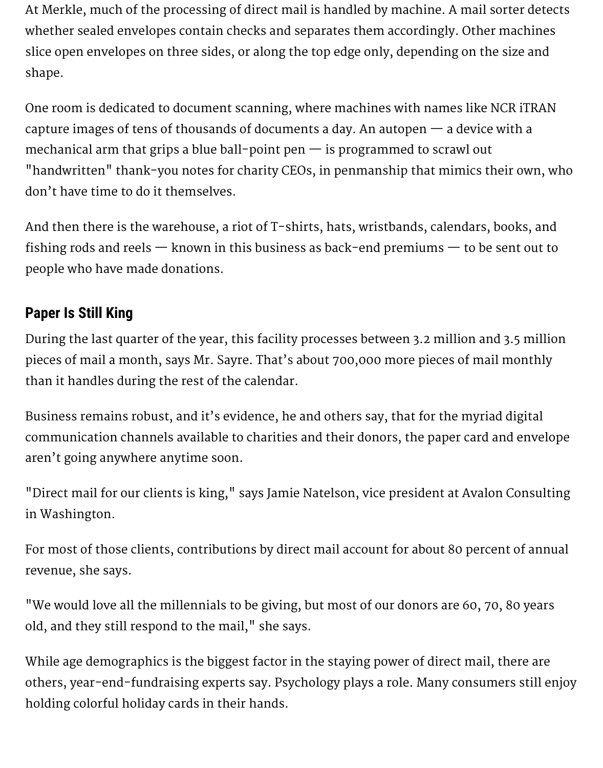At Merkle, much of the processing of direct mail is handled by machine. A mail sorter detects whether sealed envelopes contain checks and separates them accordingly. Other machines slice open envelopes on three sides, or along the top edge only, depending on the size and shape.

One room is dedicated to document scanning, where machines with names like NCR iTRAN capture images of tens of thousands of documents a day. An autopen — a device with a mechanical arm that grips a blue ball-point pen — is programmed to scrawl out "handwritten" thank-you notes for charity CEOs, in penmanship that mimics their own, who don't have time to do it themselves.

And then there is the warehouse, a riot of T-shirts, hats, wristbands, calendars, books, and fishing rods and reels — known in this business as back-end premiums — to be sent out to people who have made donations.

## Paper Is Still King

During the last quarter of the year, this facility processes between 3.2 million and 3.5 million pieces of mail a month, says Mr. Sayre. That's about 700,000 more pieces of mail monthly than it handles during the rest of the calendar.

Business remains robust, and it's evidence, he and others say, that for the myriad digital communication channels available to charities and their donors, the paper card and envelope aren't going anywhere anytime soon.

"Direct mail for our clients is king," says Jamie Natelson, vice president at Avalon Consulting in Washington.

For most of those clients, contributions by direct mail account for about 80 percent of annual revenue, she says.

"We would love all the millennials to be giving, but most of our donors are 60, 70, 80 years old, and they still respond to the mail," she says.

While age demographics is the biggest factor in the staying power of direct mail, there are others, year-end-fundraising experts say. Psychology plays a role. Many consumers still enjoy holding colorful holiday cards in their hands.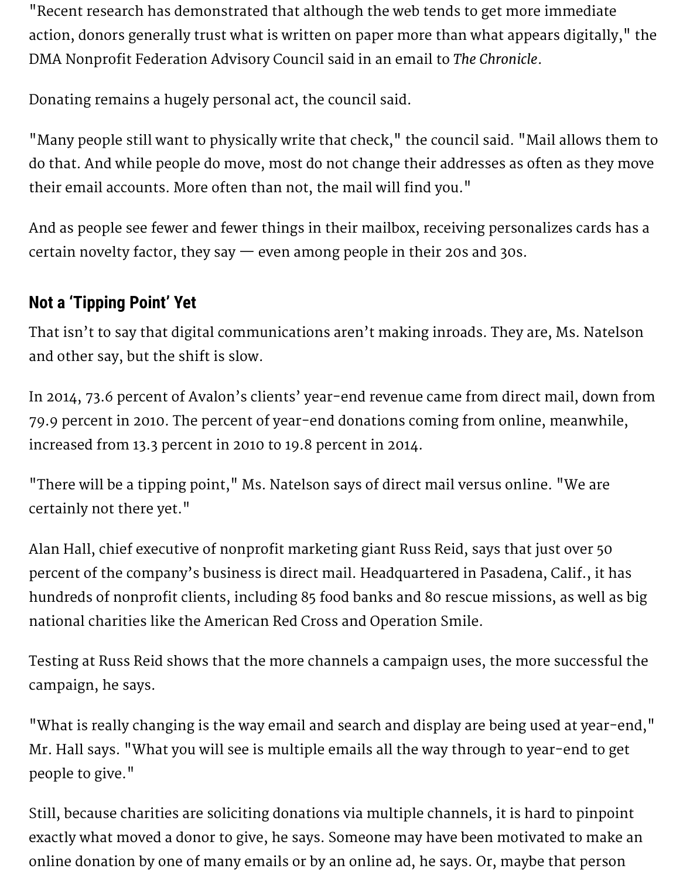"Recent research has demonstrated that although the web tends to get more immediate action, donors generally trust what is written on paper more than what appears digitally," the DMA Nonprofit Federation Advisory Council said in an email to *The Chronicle*.

Donating remains a hugely personal act, the council said.

"Many people still want to physically write that check," the council said. "Mail allows them to do that. And while people do move, most do not change their addresses as often as they move their email accounts. More often than not, the mail will find you."

And as people see fewer and fewer things in their mailbox, receiving personalizes cards has a certain novelty factor, they say — even among people in their 20s and 30s.

## Not a 'Tipping Point' Yet

That isn't to say that digital communications aren't making inroads. They are, Ms. Natelson and other say, but the shift is slow.

In 2014, 73.6 percent of Avalon's clients' year-end revenue came from direct mail, down from 79.9 percent in 2010. The percent of year-end donations coming from online, meanwhile, increased from 13.3 percent in 2010 to 19.8 percent in 2014.

"There will be a tipping point," Ms. Natelson says of direct mail versus online. "We are certainly not there yet."

Alan Hall, chief executive of nonprofit marketing giant Russ Reid, says that just over 50 percent of the company's business is direct mail. Headquartered in Pasadena, Calif., it has hundreds of nonprofit clients, including 85 food banks and 80 rescue missions, as well as big national charities like the American Red Cross and Operation Smile.

Testing at Russ Reid shows that the more channels a campaign uses, the more successful the campaign, he says.

"What is really changing is the way email and search and display are being used at year-end," Mr. Hall says. "What you will see is multiple emails all the way through to year-end to get people to give."

Still, because charities are soliciting donations via multiple channels, it is hard to pinpoint exactly what moved a donor to give, he says. Someone may have been motivated to make an online donation by one of many emails or by an online ad, he says. Or, maybe that person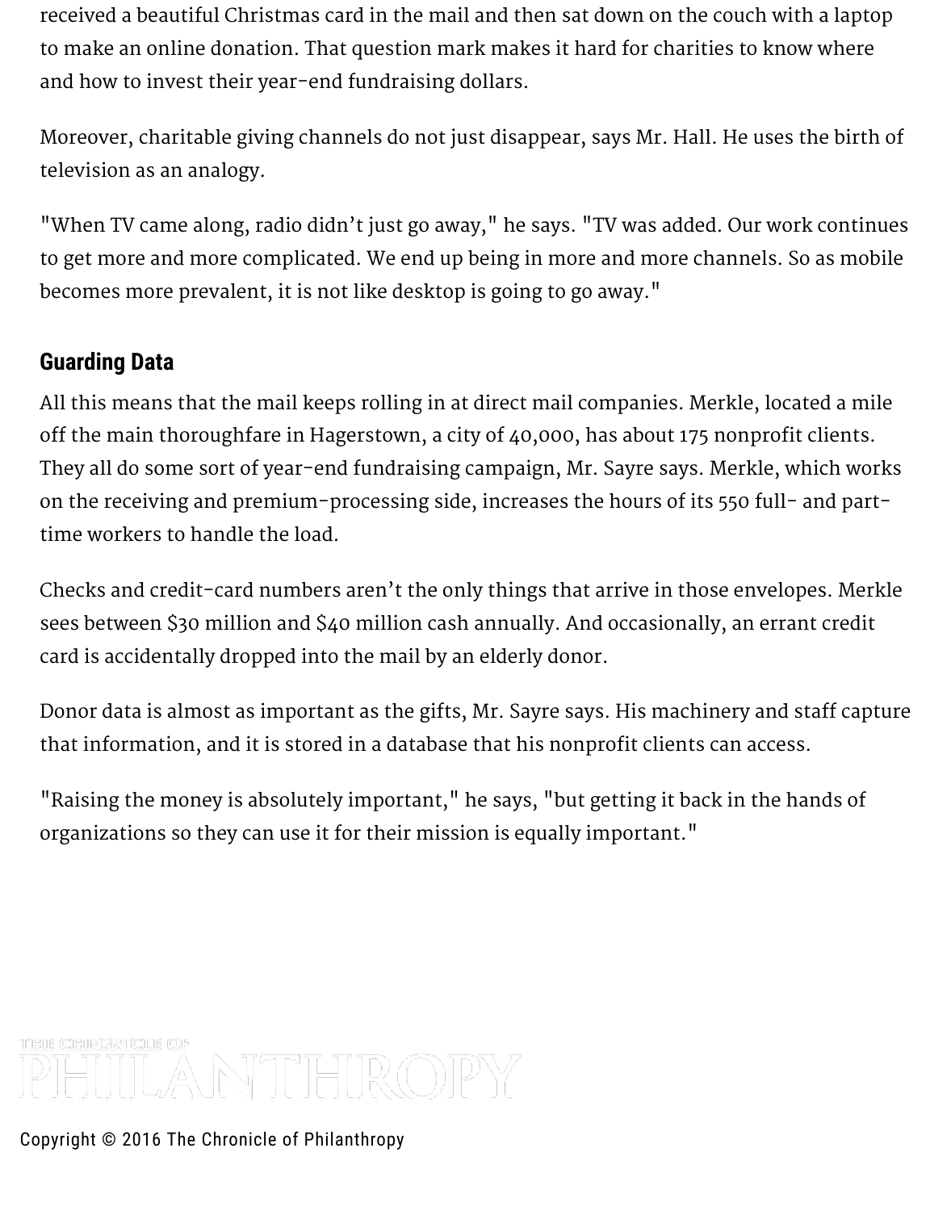received a beautiful Christmas card in the mail and then sat down on the couch with a laptop to make an online donation. That question mark makes it hard for charities to know where and how to invest their year-end fundraising dollars.

Moreover, charitable giving channels do not just disappear, says Mr. Hall. He uses the birth of television as an analogy.

"When TV came along, radio didn't just go away," he says. "TV was added. Our work continues to get more and more complicated. We end up being in more and more channels. So as mobile becomes more prevalent, it is not like desktop is going to go away."

## Guarding Data

All this means that the mail keeps rolling in at direct mail companies. Merkle, located a mile off the main thoroughfare in Hagerstown, a city of 40,000, has about 175 nonprofit clients. They all do some sort of year-end fundraising campaign, Mr. Sayre says. Merkle, which works on the receiving and premium-processing side, increases the hours of its 550 full- and part-time workers to handle the load.

Checks and credit-card numbers aren't the only things that arrive in those envelopes. Merkle sees between $30 million and $40 million cash annually. And occasionally, an errant credit card is accidentally dropped into the mail by an elderly donor.

Donor data is almost as important as the gifts, Mr. Sayre says. His machinery and staff capture that information, and it is stored in a database that his nonprofit clients can access.

"Raising the money is absolutely important," he says, "but getting it back in the hands of organizations so they can use it for their mission is equally important."

THE CHRONICLE OF PHILANTHROPY

Copyright © 2016 The Chronicle of Philanthropy